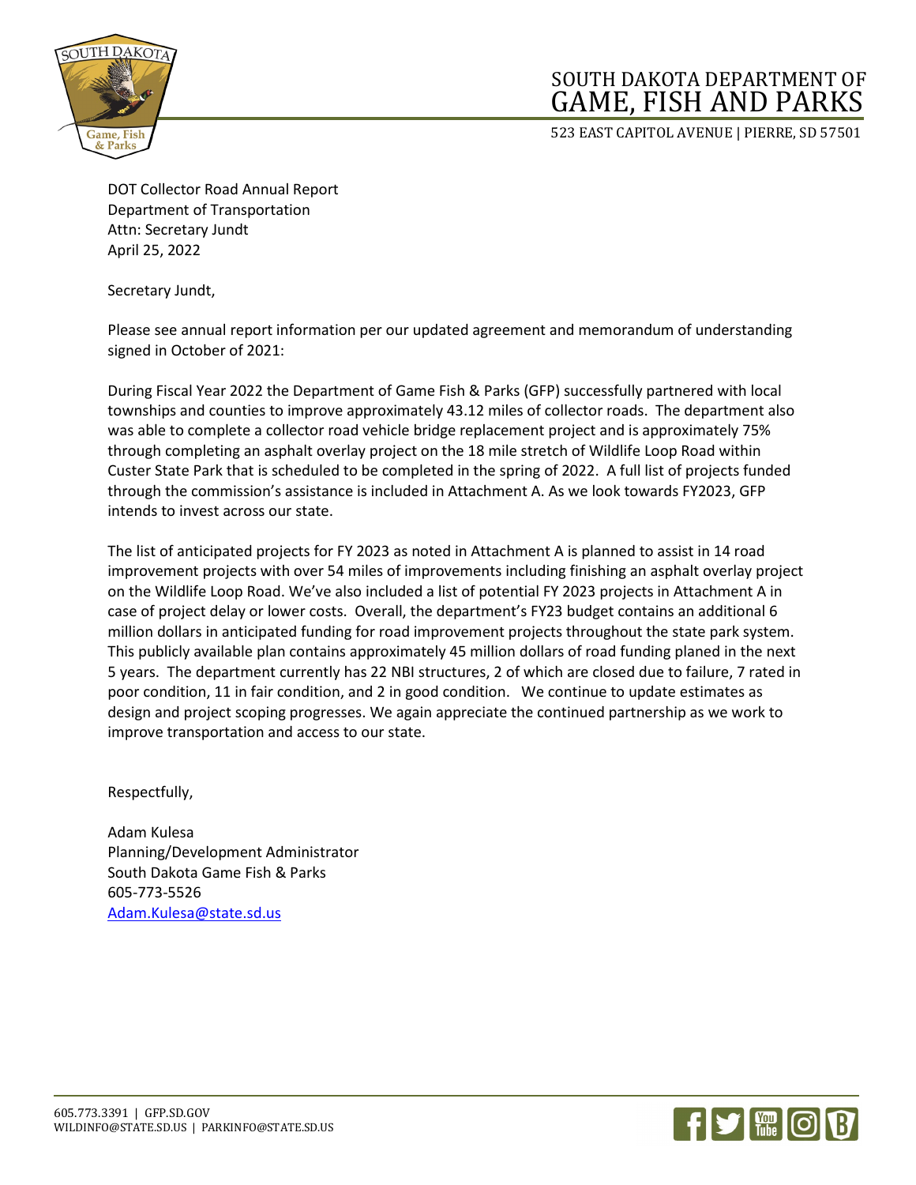SOUTH DAKOTA DEPARTMENT OF
# GAME, FISH AND PARKS

523 EAST CAPITOL AVENUE | PIERRE, SD 57501

DOT Collector Road Annual Report
Department of Transportation
Attn: Secretary Jundt
April 25, 2022

Secretary Jundt,

Please see annual report information per our updated agreement and memorandum of understanding signed in October of 2021:

During Fiscal Year 2022 the Department of Game Fish & Parks (GFP) successfully partnered with local townships and counties to improve approximately 43.12 miles of collector roads. The department also was able to complete a collector road vehicle bridge replacement project and is approximately 75% through completing an asphalt overlay project on the 18 mile stretch of Wildlife Loop Road within Custer State Park that is scheduled to be completed in the spring of 2022. A full list of projects funded through the commission's assistance is included in Attachment A. As we look towards FY2023, GFP intends to invest across our state.

The list of anticipated projects for FY 2023 as noted in Attachment A is planned to assist in 14 road improvement projects with over 54 miles of improvements including finishing an asphalt overlay project on the Wildlife Loop Road. We've also included a list of potential FY 2023 projects in Attachment A in case of project delay or lower costs. Overall, the department's FY23 budget contains an additional 6 million dollars in anticipated funding for road improvement projects throughout the state park system. This publicly available plan contains approximately 45 million dollars of road funding planed in the next 5 years. The department currently has 22 NBI structures, 2 of which are closed due to failure, 7 rated in poor condition, 11 in fair condition, and 2 in good condition. We continue to update estimates as design and project scoping progresses. We again appreciate the continued partnership as we work to improve transportation and access to our state.

Respectfully,

Adam Kulesa
Planning/Development Administrator
South Dakota Game Fish & Parks
605-773-5526
Adam.Kulesa@state.sd.us

605.773.3391 | GFP.SD.GOV
WILDINFO@STATE.SD.US | PARKINFO@STATE.SD.US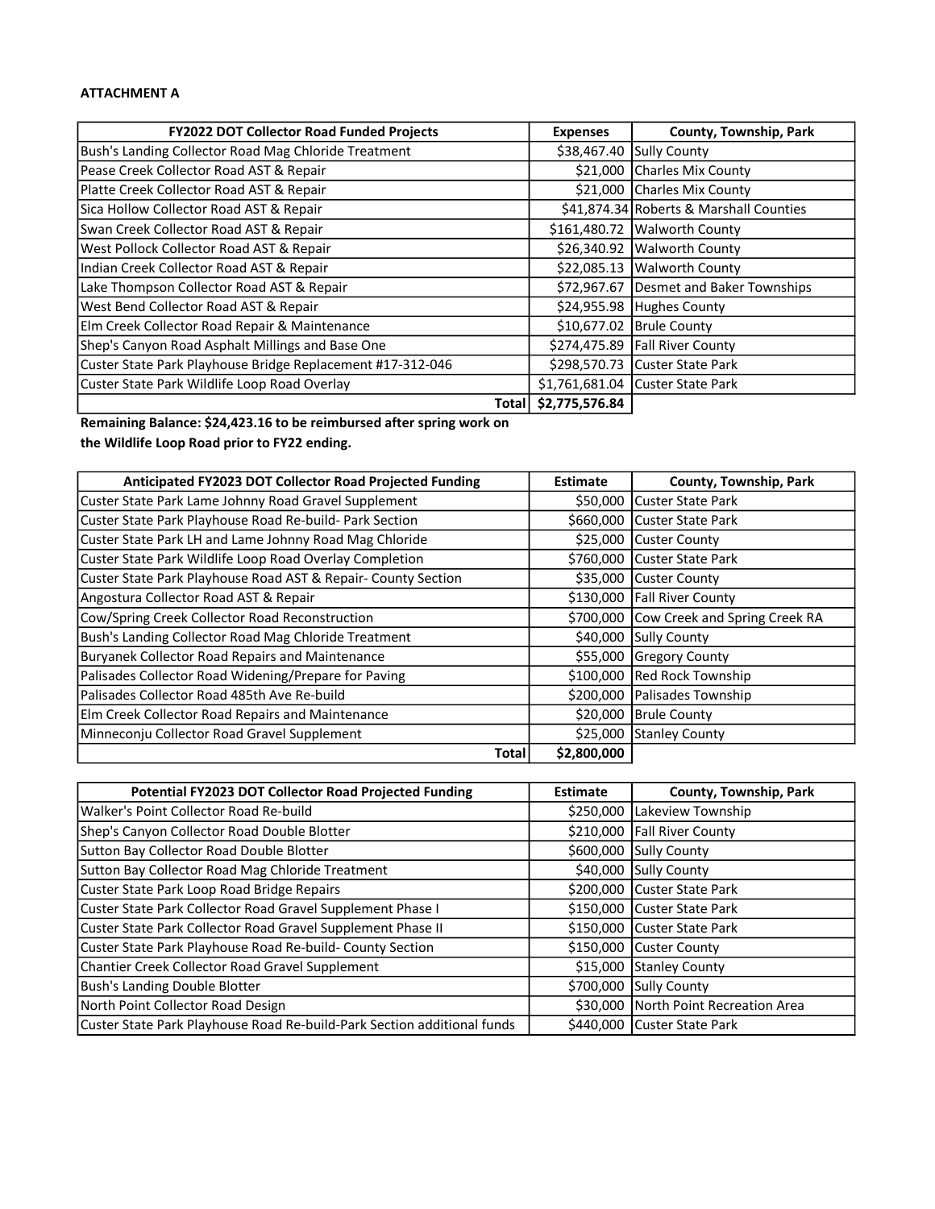**ATTACHMENT A**

| FY2022 DOT Collector Road Funded Projects | Expenses | County, Township, Park |
|---|---|---|
| Bush's Landing Collector Road Mag Chloride Treatment | $38,467.40 | Sully County |
| Pease Creek Collector Road AST & Repair | $21,000 | Charles Mix County |
| Platte Creek Collector Road AST & Repair | $21,000 | Charles Mix County |
| Sica Hollow Collector Road AST & Repair | $41,874.34 | Roberts & Marshall Counties |
| Swan Creek Collector Road AST & Repair | $161,480.72 | Walworth County |
| West Pollock Collector Road AST & Repair | $26,340.92 | Walworth County |
| Indian Creek Collector Road AST & Repair | $22,085.13 | Walworth County |
| Lake Thompson Collector Road AST & Repair | $72,967.67 | Desmet and Baker Townships |
| West Bend Collector Road AST & Repair | $24,955.98 | Hughes County |
| Elm Creek Collector Road Repair & Maintenance | $10,677.02 | Brule County |
| Shep's Canyon Road Asphalt Millings and Base One | $274,475.89 | Fall River County |
| Custer State Park Playhouse Bridge Replacement #17-312-046 | $298,570.73 | Custer State Park |
| Custer State Park Wildlife Loop Road Overlay | $1,761,681.04 | Custer State Park |
| **Total** | **$2,775,576.84** | |

**Remaining Balance: $24,423.16 to be reimbursed after spring work on the Wildlife Loop Road prior to FY22 ending.**

| Anticipated FY2023 DOT Collector Road Projected Funding | Estimate | County, Township, Park |
|---|---|---|
| Custer State Park Lame Johnny Road Gravel Supplement | $50,000 | Custer State Park |
| Custer State Park Playhouse Road Re-build- Park Section | $660,000 | Custer State Park |
| Custer State Park LH and Lame Johnny Road Mag Chloride | $25,000 | Custer County |
| Custer State Park Wildlife Loop Road Overlay Completion | $760,000 | Custer State Park |
| Custer State Park Playhouse Road AST & Repair- County Section | $35,000 | Custer County |
| Angostura Collector Road AST & Repair | $130,000 | Fall River County |
| Cow/Spring Creek Collector Road Reconstruction | $700,000 | Cow Creek and Spring Creek RA |
| Bush's Landing Collector Road Mag Chloride Treatment | $40,000 | Sully County |
| Buryanek Collector Road Repairs and Maintenance | $55,000 | Gregory County |
| Palisades Collector Road Widening/Prepare for Paving | $100,000 | Red Rock Township |
| Palisades Collector Road 485th Ave Re-build | $200,000 | Palisades Township |
| Elm Creek Collector Road Repairs and Maintenance | $20,000 | Brule County |
| Minneconju Collector Road Gravel Supplement | $25,000 | Stanley County |
| **Total** | **$2,800,000** | |

| Potential FY2023 DOT Collector Road Projected Funding | Estimate | County, Township, Park |
|---|---|---|
| Walker's Point Collector Road Re-build | $250,000 | Lakeview Township |
| Shep's Canyon Collector Road Double Blotter | $210,000 | Fall River County |
| Sutton Bay Collector Road Double Blotter | $600,000 | Sully County |
| Sutton Bay Collector Road Mag Chloride Treatment | $40,000 | Sully County |
| Custer State Park Loop Road Bridge Repairs | $200,000 | Custer State Park |
| Custer State Park Collector Road Gravel Supplement Phase I | $150,000 | Custer State Park |
| Custer State Park Collector Road Gravel Supplement Phase II | $150,000 | Custer State Park |
| Custer State Park Playhouse Road Re-build- County Section | $150,000 | Custer County |
| Chantier Creek Collector Road Gravel Supplement | $15,000 | Stanley County |
| Bush's Landing Double Blotter | $700,000 | Sully County |
| North Point Collector Road Design | $30,000 | North Point Recreation Area |
| Custer State Park Playhouse Road Re-build-Park Section additional funds | $440,000 | Custer State Park |